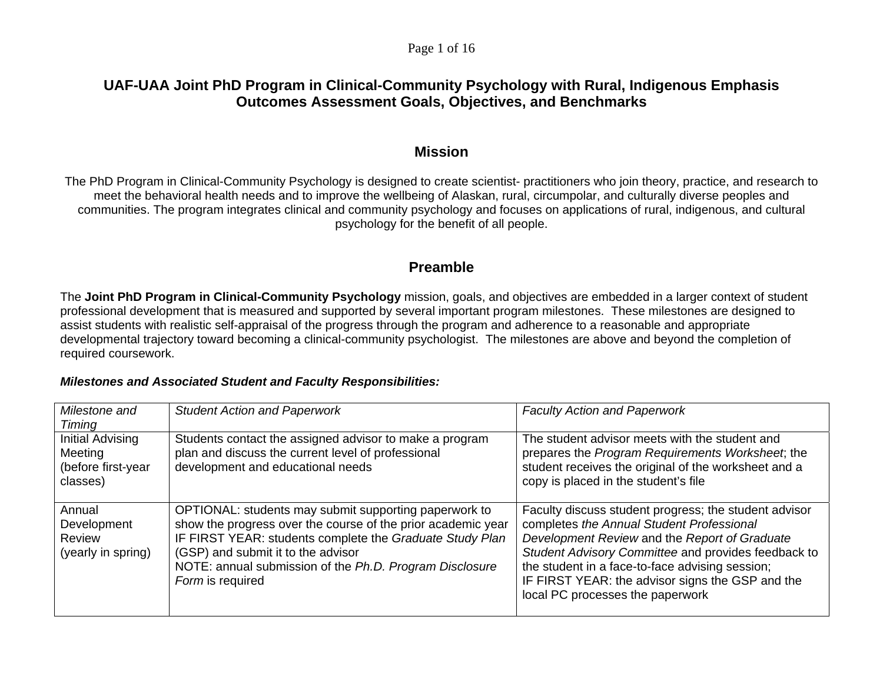# UAF-UAA Joint PhD Program in Clinical-Community Psychology with Rural, Indigenous Emphasis
# Outcomes Assessment Goals, Objectives, and Benchmarks

## Mission

The PhD Program in Clinical-Community Psychology is designed to create scientist- practitioners who join theory, practice, and research to meet the behavioral health needs and to improve the wellbeing of Alaskan, rural, circumpolar, and culturally diverse peoples and communities. The program integrates clinical and community psychology and focuses on applications of rural, indigenous, and cultural psychology for the benefit of all people.

## Preamble

The **Joint PhD Program in Clinical-Community Psychology** mission, goals, and objectives are embedded in a larger context of student professional development that is measured and supported by several important program milestones. These milestones are designed to assist students with realistic self-appraisal of the progress through the program and adherence to a reasonable and appropriate developmental trajectory toward becoming a clinical-community psychologist. The milestones are above and beyond the completion of required coursework.

***Milestones and Associated Student and Faculty Responsibilities:***

| *Milestone and Timing* | *Student Action and Paperwork* | *Faculty Action and Paperwork* |
|---|---|---|
| Initial Advising Meeting (before first-year classes) | Students contact the assigned advisor to make a program plan and discuss the current level of professional development and educational needs | The student advisor meets with the student and prepares the *Program Requirements Worksheet*; the student receives the original of the worksheet and a copy is placed in the student's file |
| Annual Development Review (yearly in spring) | OPTIONAL: students may submit supporting paperwork to show the progress over the course of the prior academic year<br>IF FIRST YEAR: students complete the *Graduate Study Plan* (GSP) and submit it to the advisor<br>NOTE: annual submission of the *Ph.D. Program Disclosure Form* is required | Faculty discuss student progress; the student advisor completes *the Annual Student Professional Development Review* and the *Report of Graduate Student Advisory Committee* and provides feedback to the student in a face-to-face advising session;<br>IF FIRST YEAR: the advisor signs the GSP and the local PC processes the paperwork |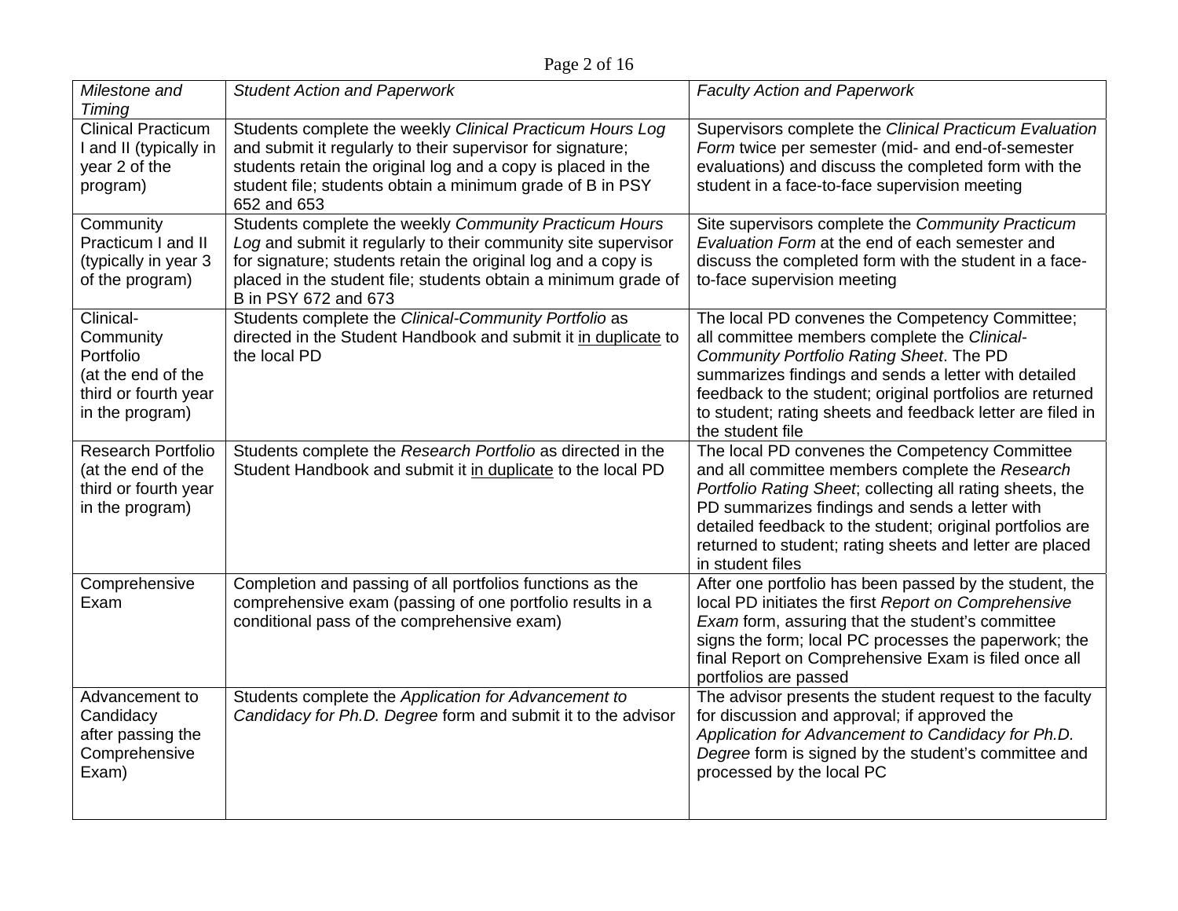| *Milestone and Timing* | *Student Action and Paperwork* | *Faculty Action and Paperwork* |
|---|---|---|
| Clinical Practicum I and II (typically in year 2 of the program) | Students complete the weekly *Clinical Practicum Hours Log* and submit it regularly to their supervisor for signature; students retain the original log and a copy is placed in the student file; students obtain a minimum grade of B in PSY 652 and 653 | Supervisors complete the *Clinical Practicum Evaluation Form* twice per semester (mid- and end-of-semester evaluations) and discuss the completed form with the student in a face-to-face supervision meeting |
| Community Practicum I and II (typically in year 3 of the program) | Students complete the weekly *Community Practicum Hours Log* and submit it regularly to their community site supervisor for signature; students retain the original log and a copy is placed in the student file; students obtain a minimum grade of B in PSY 672 and 673 | Site supervisors complete the *Community Practicum Evaluation Form* at the end of each semester and discuss the completed form with the student in a face-to-face supervision meeting |
| Clinical-Community Portfolio (at the end of the third or fourth year in the program) | Students complete the *Clinical-Community Portfolio* as directed in the Student Handbook and submit it <u>in duplicate</u> to the local PD | The local PD convenes the Competency Committee; all committee members complete the *Clinical-Community Portfolio Rating Sheet*. The PD summarizes findings and sends a letter with detailed feedback to the student; original portfolios are returned to student; rating sheets and feedback letter are filed in the student file |
| Research Portfolio (at the end of the third or fourth year in the program) | Students complete the *Research Portfolio* as directed in the Student Handbook and submit it <u>in duplicate</u> to the local PD | The local PD convenes the Competency Committee and all committee members complete the *Research Portfolio Rating Sheet*; collecting all rating sheets, the PD summarizes findings and sends a letter with detailed feedback to the student; original portfolios are returned to student; rating sheets and letter are placed in student files |
| Comprehensive Exam | Completion and passing of all portfolios functions as the comprehensive exam (passing of one portfolio results in a conditional pass of the comprehensive exam) | After one portfolio has been passed by the student, the local PD initiates the first *Report on Comprehensive Exam* form, assuring that the student's committee signs the form; local PC processes the paperwork; the final Report on Comprehensive Exam is filed once all portfolios are passed |
| Advancement to Candidacy after passing the Comprehensive Exam) | Students complete the *Application for Advancement to Candidacy for Ph.D. Degree* form and submit it to the advisor | The advisor presents the student request to the faculty for discussion and approval; if approved the *Application for Advancement to Candidacy for Ph.D. Degree* form is signed by the student's committee and processed by the local PC |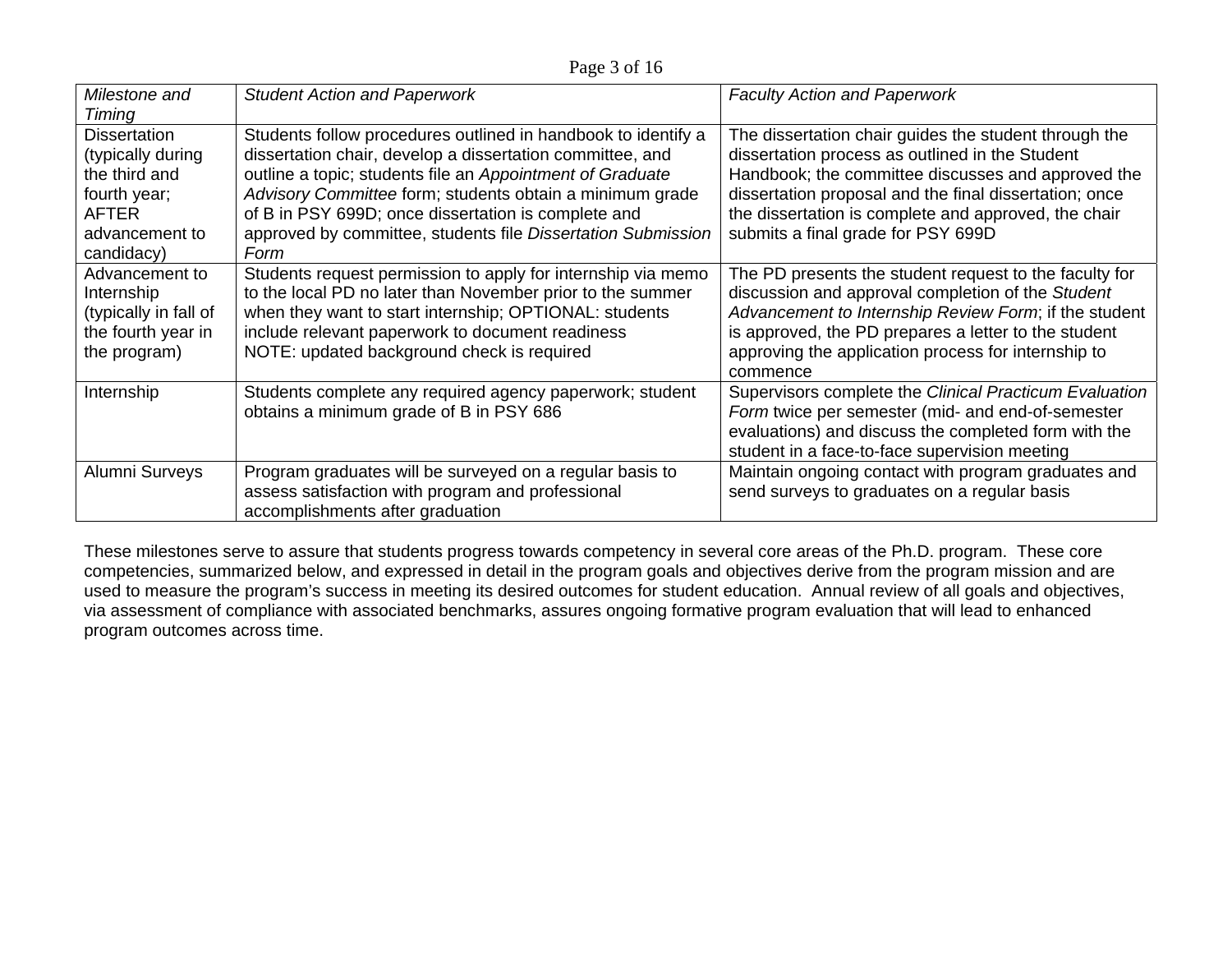| *Milestone and Timing* | *Student Action and Paperwork* | *Faculty Action and Paperwork* |
|---|---|---|
| Dissertation (typically during the third and fourth year; AFTER advancement to candidacy) | Students follow procedures outlined in handbook to identify a dissertation chair, develop a dissertation committee, and outline a topic; students file an *Appointment of Graduate Advisory Committee* form; students obtain a minimum grade of B in PSY 699D; once dissertation is complete and approved by committee, students file *Dissertation Submission Form* | The dissertation chair guides the student through the dissertation process as outlined in the Student Handbook; the committee discusses and approved the dissertation proposal and the final dissertation; once the dissertation is complete and approved, the chair submits a final grade for PSY 699D |
| Advancement to Internship (typically in fall of the fourth year in the program) | Students request permission to apply for internship via memo to the local PD no later than November prior to the summer when they want to start internship; OPTIONAL: students include relevant paperwork to document readiness<br>NOTE: updated background check is required | The PD presents the student request to the faculty for discussion and approval completion of the *Student Advancement to Internship Review Form*; if the student is approved, the PD prepares a letter to the student approving the application process for internship to commence |
| Internship | Students complete any required agency paperwork; student obtains a minimum grade of B in PSY 686 | Supervisors complete the *Clinical Practicum Evaluation Form* twice per semester (mid- and end-of-semester evaluations) and discuss the completed form with the student in a face-to-face supervision meeting |
| Alumni Surveys | Program graduates will be surveyed on a regular basis to assess satisfaction with program and professional accomplishments after graduation | Maintain ongoing contact with program graduates and send surveys to graduates on a regular basis |

These milestones serve to assure that students progress towards competency in several core areas of the Ph.D. program. These core competencies, summarized below, and expressed in detail in the program goals and objectives derive from the program mission and are used to measure the program's success in meeting its desired outcomes for student education. Annual review of all goals and objectives, via assessment of compliance with associated benchmarks, assures ongoing formative program evaluation that will lead to enhanced program outcomes across time.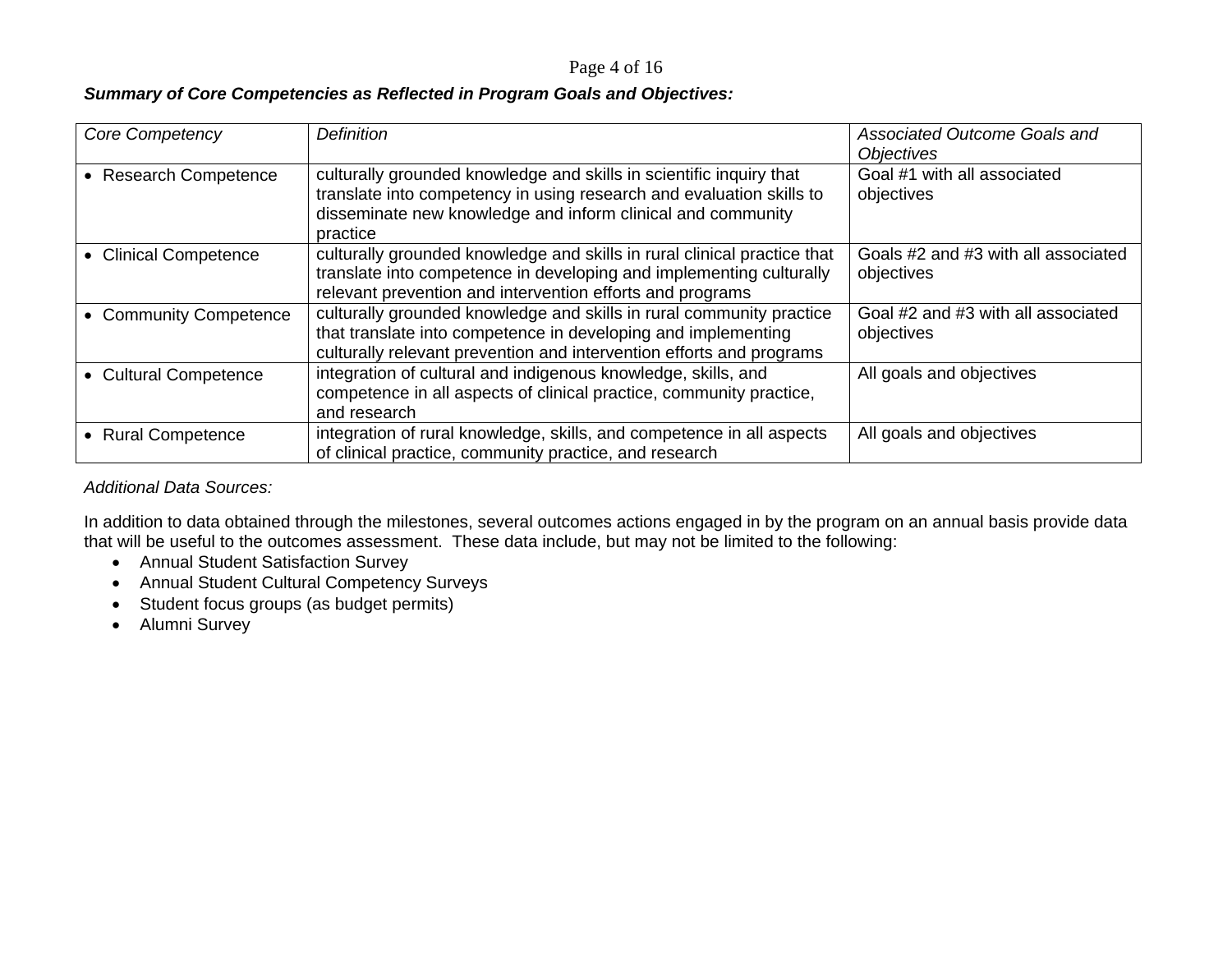***Summary of Core Competencies as Reflected in Program Goals and Objectives:***

| *Core Competency* | *Definition* | *Associated Outcome Goals and Objectives* |
|---|---|---|
| • Research Competence | culturally grounded knowledge and skills in scientific inquiry that translate into competency in using research and evaluation skills to disseminate new knowledge and inform clinical and community practice | Goal #1 with all associated objectives |
| • Clinical Competence | culturally grounded knowledge and skills in rural clinical practice that translate into competence in developing and implementing culturally relevant prevention and intervention efforts and programs | Goals #2 and #3 with all associated objectives |
| • Community Competence | culturally grounded knowledge and skills in rural community practice that translate into competence in developing and implementing culturally relevant prevention and intervention efforts and programs | Goal #2 and #3 with all associated objectives |
| • Cultural Competence | integration of cultural and indigenous knowledge, skills, and competence in all aspects of clinical practice, community practice, and research | All goals and objectives |
| • Rural Competence | integration of rural knowledge, skills, and competence in all aspects of clinical practice, community practice, and research | All goals and objectives |

*Additional Data Sources:*

In addition to data obtained through the milestones, several outcomes actions engaged in by the program on an annual basis provide data that will be useful to the outcomes assessment. These data include, but may not be limited to the following:

- Annual Student Satisfaction Survey
- Annual Student Cultural Competency Surveys
- Student focus groups (as budget permits)
- Alumni Survey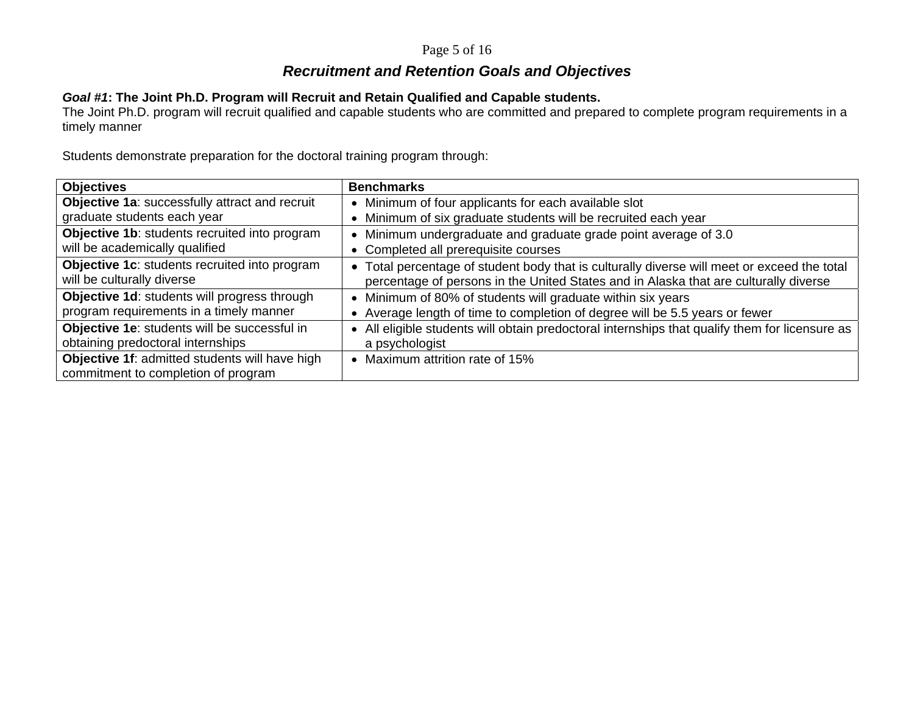## *Recruitment and Retention Goals and Objectives*

***Goal #1*: The Joint Ph.D. Program will Recruit and Retain Qualified and Capable students.**
The Joint Ph.D. program will recruit qualified and capable students who are committed and prepared to complete program requirements in a timely manner

Students demonstrate preparation for the doctoral training program through:

| Objectives | Benchmarks |
|---|---|
| **Objective 1a**: successfully attract and recruit graduate students each year | • Minimum of four applicants for each available slot<br>• Minimum of six graduate students will be recruited each year |
| **Objective 1b**: students recruited into program will be academically qualified | • Minimum undergraduate and graduate grade point average of 3.0<br>• Completed all prerequisite courses |
| **Objective 1c**: students recruited into program will be culturally diverse | • Total percentage of student body that is culturally diverse will meet or exceed the total percentage of persons in the United States and in Alaska that are culturally diverse |
| **Objective 1d**: students will progress through program requirements in a timely manner | • Minimum of 80% of students will graduate within six years<br>• Average length of time to completion of degree will be 5.5 years or fewer |
| **Objective 1e**: students will be successful in obtaining predoctoral internships | • All eligible students will obtain predoctoral internships that qualify them for licensure as a psychologist |
| **Objective 1f**: admitted students will have high commitment to completion of program | • Maximum attrition rate of 15% |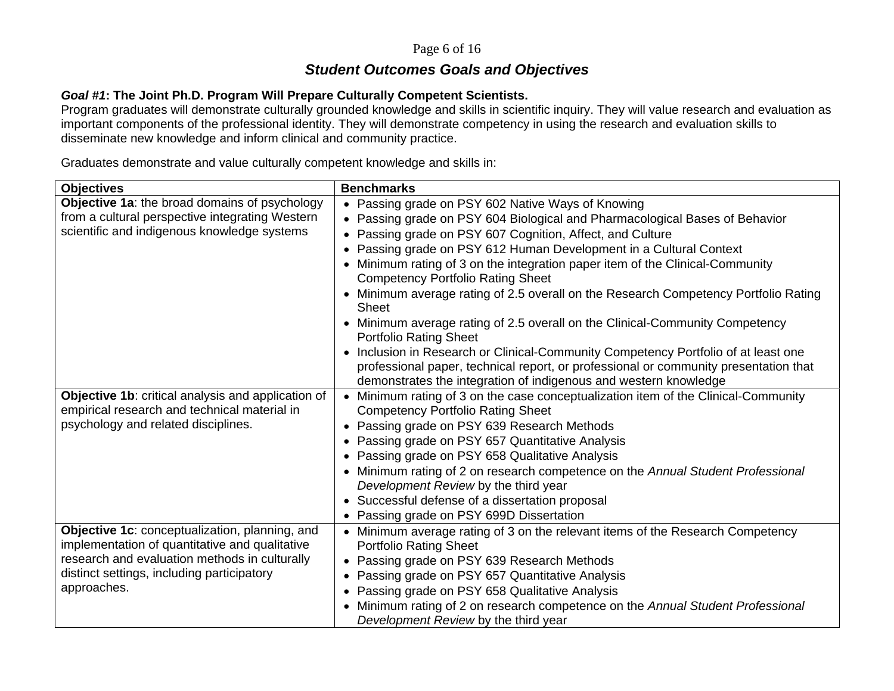## *Student Outcomes Goals and Objectives*

***Goal #1*: The Joint Ph.D. Program Will Prepare Culturally Competent Scientists.**
Program graduates will demonstrate culturally grounded knowledge and skills in scientific inquiry. They will value research and evaluation as important components of the professional identity. They will demonstrate competency in using the research and evaluation skills to disseminate new knowledge and inform clinical and community practice.

Graduates demonstrate and value culturally competent knowledge and skills in:

| Objectives | Benchmarks |
|---|---|
| **Objective 1a**: the broad domains of psychology from a cultural perspective integrating Western scientific and indigenous knowledge systems | • Passing grade on PSY 602 Native Ways of Knowing<br>• Passing grade on PSY 604 Biological and Pharmacological Bases of Behavior<br>• Passing grade on PSY 607 Cognition, Affect, and Culture<br>• Passing grade on PSY 612 Human Development in a Cultural Context<br>• Minimum rating of 3 on the integration paper item of the Clinical-Community Competency Portfolio Rating Sheet<br>• Minimum average rating of 2.5 overall on the Research Competency Portfolio Rating Sheet<br>• Minimum average rating of 2.5 overall on the Clinical-Community Competency Portfolio Rating Sheet<br>• Inclusion in Research or Clinical-Community Competency Portfolio of at least one professional paper, technical report, or professional or community presentation that demonstrates the integration of indigenous and western knowledge |
| **Objective 1b**: critical analysis and application of empirical research and technical material in psychology and related disciplines. | • Minimum rating of 3 on the case conceptualization item of the Clinical-Community Competency Portfolio Rating Sheet<br>• Passing grade on PSY 639 Research Methods<br>• Passing grade on PSY 657 Quantitative Analysis<br>• Passing grade on PSY 658 Qualitative Analysis<br>• Minimum rating of 2 on research competence on the *Annual Student Professional Development Review* by the third year<br>• Successful defense of a dissertation proposal<br>• Passing grade on PSY 699D Dissertation |
| **Objective 1c**: conceptualization, planning, and implementation of quantitative and qualitative research and evaluation methods in culturally distinct settings, including participatory approaches. | • Minimum average rating of 3 on the relevant items of the Research Competency Portfolio Rating Sheet<br>• Passing grade on PSY 639 Research Methods<br>• Passing grade on PSY 657 Quantitative Analysis<br>• Passing grade on PSY 658 Qualitative Analysis<br>• Minimum rating of 2 on research competence on the *Annual Student Professional Development Review* by the third year |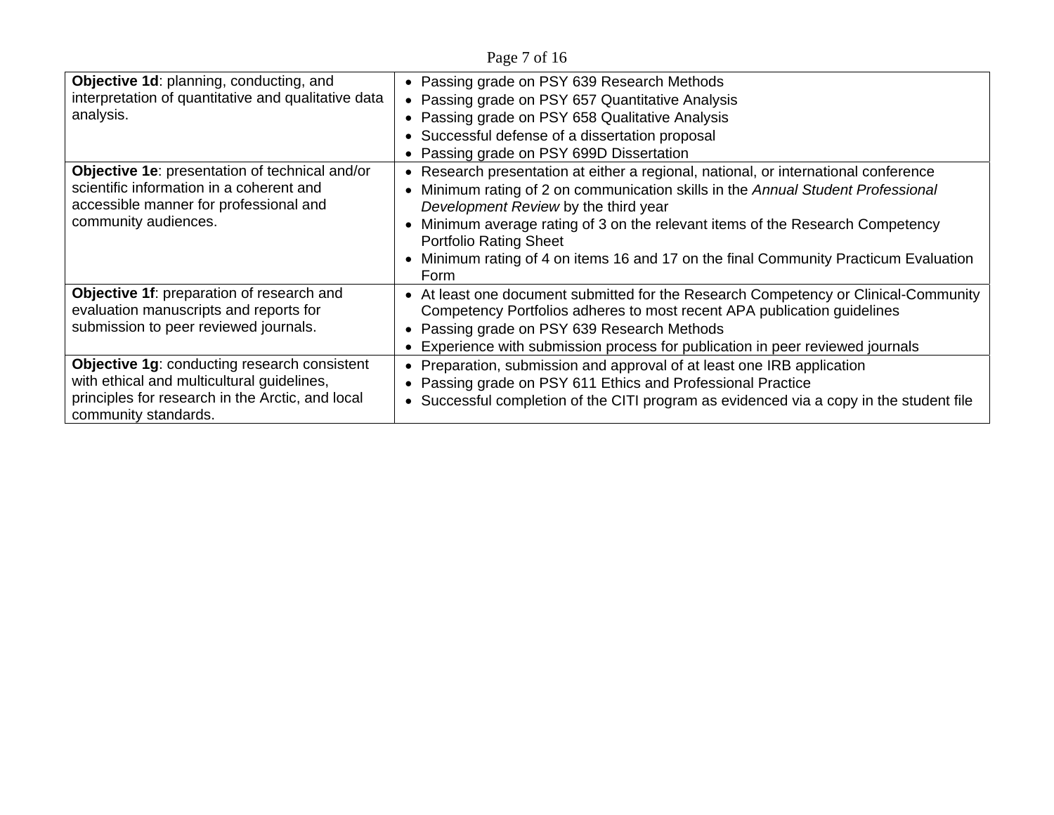| Objective | Measures |
|---|---|
| **Objective 1d**: planning, conducting, and interpretation of quantitative and qualitative data analysis. | • Passing grade on PSY 639 Research Methods<br>• Passing grade on PSY 657 Quantitative Analysis<br>• Passing grade on PSY 658 Qualitative Analysis<br>• Successful defense of a dissertation proposal<br>• Passing grade on PSY 699D Dissertation |
| **Objective 1e**: presentation of technical and/or scientific information in a coherent and accessible manner for professional and community audiences. | • Research presentation at either a regional, national, or international conference<br>• Minimum rating of 2 on communication skills in the *Annual Student Professional Development Review* by the third year<br>• Minimum average rating of 3 on the relevant items of the Research Competency Portfolio Rating Sheet<br>• Minimum rating of 4 on items 16 and 17 on the final Community Practicum Evaluation Form |
| **Objective 1f**: preparation of research and evaluation manuscripts and reports for submission to peer reviewed journals. | • At least one document submitted for the Research Competency or Clinical-Community Competency Portfolios adheres to most recent APA publication guidelines<br>• Passing grade on PSY 639 Research Methods<br>• Experience with submission process for publication in peer reviewed journals |
| **Objective 1g**: conducting research consistent with ethical and multicultural guidelines, principles for research in the Arctic, and local community standards. | • Preparation, submission and approval of at least one IRB application<br>• Passing grade on PSY 611 Ethics and Professional Practice<br>• Successful completion of the CITI program as evidenced via a copy in the student file |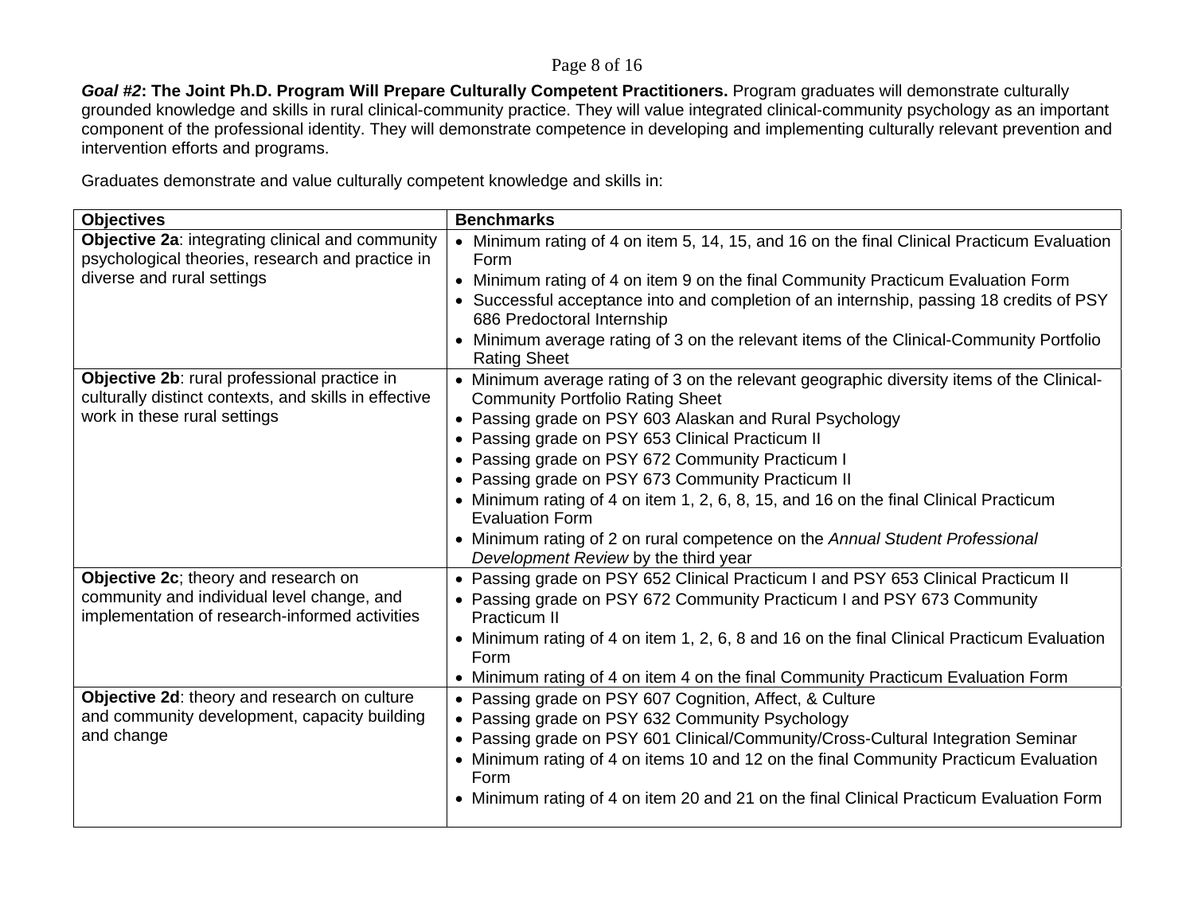***Goal #2*: The Joint Ph.D. Program Will Prepare Culturally Competent Practitioners.** Program graduates will demonstrate culturally grounded knowledge and skills in rural clinical-community practice. They will value integrated clinical-community psychology as an important component of the professional identity. They will demonstrate competence in developing and implementing culturally relevant prevention and intervention efforts and programs.

Graduates demonstrate and value culturally competent knowledge and skills in:

| Objectives | Benchmarks |
|---|---|
| **Objective 2a**: integrating clinical and community psychological theories, research and practice in diverse and rural settings | • Minimum rating of 4 on item 5, 14, 15, and 16 on the final Clinical Practicum Evaluation Form<br>• Minimum rating of 4 on item 9 on the final Community Practicum Evaluation Form<br>• Successful acceptance into and completion of an internship, passing 18 credits of PSY 686 Predoctoral Internship<br>• Minimum average rating of 3 on the relevant items of the Clinical-Community Portfolio Rating Sheet |
| **Objective 2b**: rural professional practice in culturally distinct contexts, and skills in effective work in these rural settings | • Minimum average rating of 3 on the relevant geographic diversity items of the Clinical-Community Portfolio Rating Sheet<br>• Passing grade on PSY 603 Alaskan and Rural Psychology<br>• Passing grade on PSY 653 Clinical Practicum II<br>• Passing grade on PSY 672 Community Practicum I<br>• Passing grade on PSY 673 Community Practicum II<br>• Minimum rating of 4 on item 1, 2, 6, 8, 15, and 16 on the final Clinical Practicum Evaluation Form<br>• Minimum rating of 2 on rural competence on the *Annual Student Professional Development Review* by the third year |
| **Objective 2c**; theory and research on community and individual level change, and implementation of research-informed activities | • Passing grade on PSY 652 Clinical Practicum I and PSY 653 Clinical Practicum II<br>• Passing grade on PSY 672 Community Practicum I and PSY 673 Community Practicum II<br>• Minimum rating of 4 on item 1, 2, 6, 8 and 16 on the final Clinical Practicum Evaluation Form<br>• Minimum rating of 4 on item 4 on the final Community Practicum Evaluation Form |
| **Objective 2d**: theory and research on culture and community development, capacity building and change | • Passing grade on PSY 607 Cognition, Affect, & Culture<br>• Passing grade on PSY 632 Community Psychology<br>• Passing grade on PSY 601 Clinical/Community/Cross-Cultural Integration Seminar<br>• Minimum rating of 4 on items 10 and 12 on the final Community Practicum Evaluation Form<br>• Minimum rating of 4 on item 20 and 21 on the final Clinical Practicum Evaluation Form |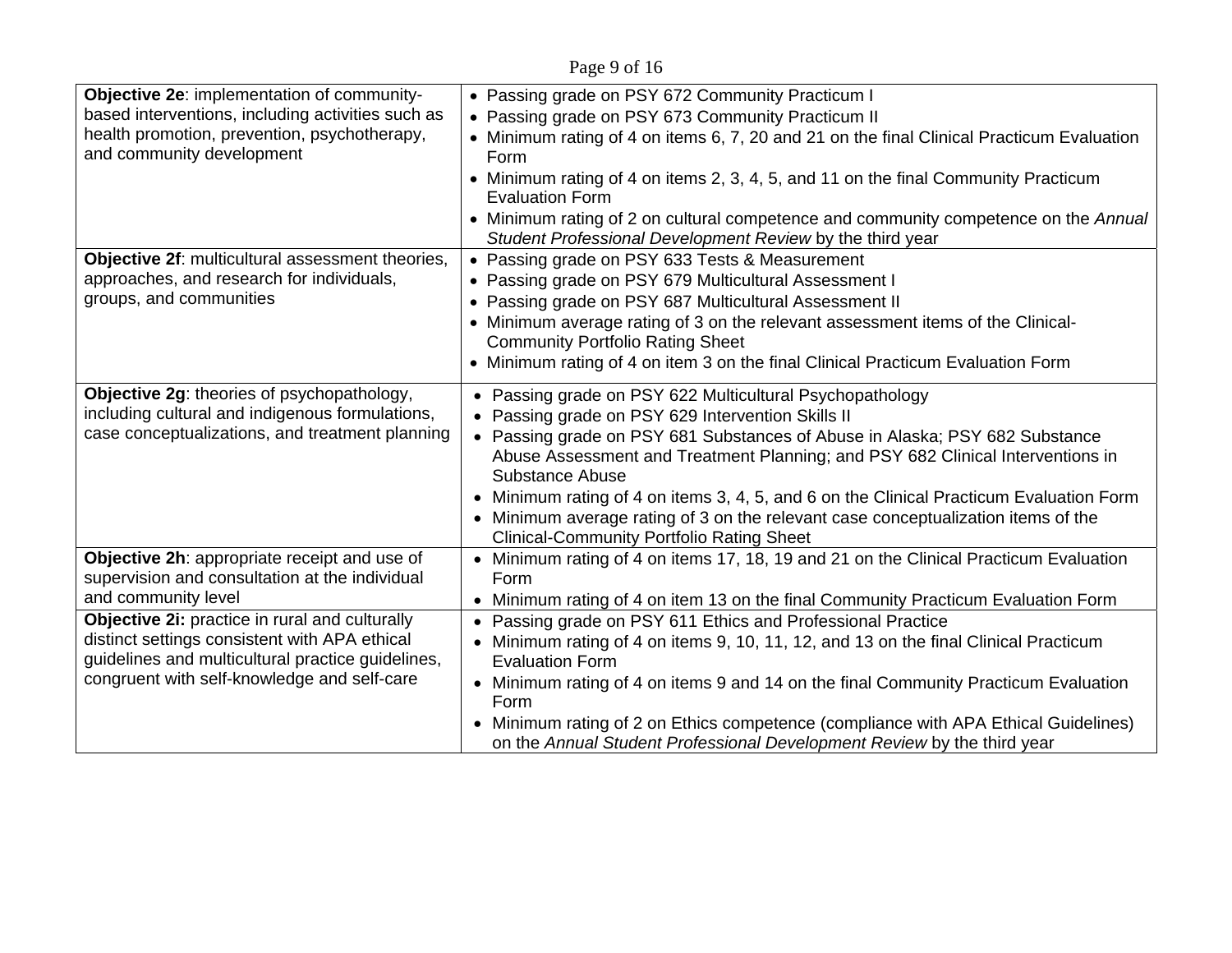| | |
|---|---|
| **Objective 2e**: implementation of community-based interventions, including activities such as health promotion, prevention, psychotherapy, and community development | • Passing grade on PSY 672 Community Practicum I<br>• Passing grade on PSY 673 Community Practicum II<br>• Minimum rating of 4 on items 6, 7, 20 and 21 on the final Clinical Practicum Evaluation Form<br>• Minimum rating of 4 on items 2, 3, 4, 5, and 11 on the final Community Practicum Evaluation Form<br>• Minimum rating of 2 on cultural competence and community competence on the *Annual Student Professional Development Review* by the third year |
| **Objective 2f**: multicultural assessment theories, approaches, and research for individuals, groups, and communities | • Passing grade on PSY 633 Tests & Measurement<br>• Passing grade on PSY 679 Multicultural Assessment I<br>• Passing grade on PSY 687 Multicultural Assessment II<br>• Minimum average rating of 3 on the relevant assessment items of the Clinical-Community Portfolio Rating Sheet<br>• Minimum rating of 4 on item 3 on the final Clinical Practicum Evaluation Form |
| **Objective 2g**: theories of psychopathology, including cultural and indigenous formulations, case conceptualizations, and treatment planning | • Passing grade on PSY 622 Multicultural Psychopathology<br>• Passing grade on PSY 629 Intervention Skills II<br>• Passing grade on PSY 681 Substances of Abuse in Alaska; PSY 682 Substance Abuse Assessment and Treatment Planning; and PSY 682 Clinical Interventions in Substance Abuse<br>• Minimum rating of 4 on items 3, 4, 5, and 6 on the Clinical Practicum Evaluation Form<br>• Minimum average rating of 3 on the relevant case conceptualization items of the Clinical-Community Portfolio Rating Sheet |
| **Objective 2h**: appropriate receipt and use of supervision and consultation at the individual and community level | • Minimum rating of 4 on items 17, 18, 19 and 21 on the Clinical Practicum Evaluation Form<br>• Minimum rating of 4 on item 13 on the final Community Practicum Evaluation Form |
| **Objective 2i:** practice in rural and culturally distinct settings consistent with APA ethical guidelines and multicultural practice guidelines, congruent with self-knowledge and self-care | • Passing grade on PSY 611 Ethics and Professional Practice<br>• Minimum rating of 4 on items 9, 10, 11, 12, and 13 on the final Clinical Practicum Evaluation Form<br>• Minimum rating of 4 on items 9 and 14 on the final Community Practicum Evaluation Form<br>• Minimum rating of 2 on Ethics competence (compliance with APA Ethical Guidelines) on the *Annual Student Professional Development Review* by the third year |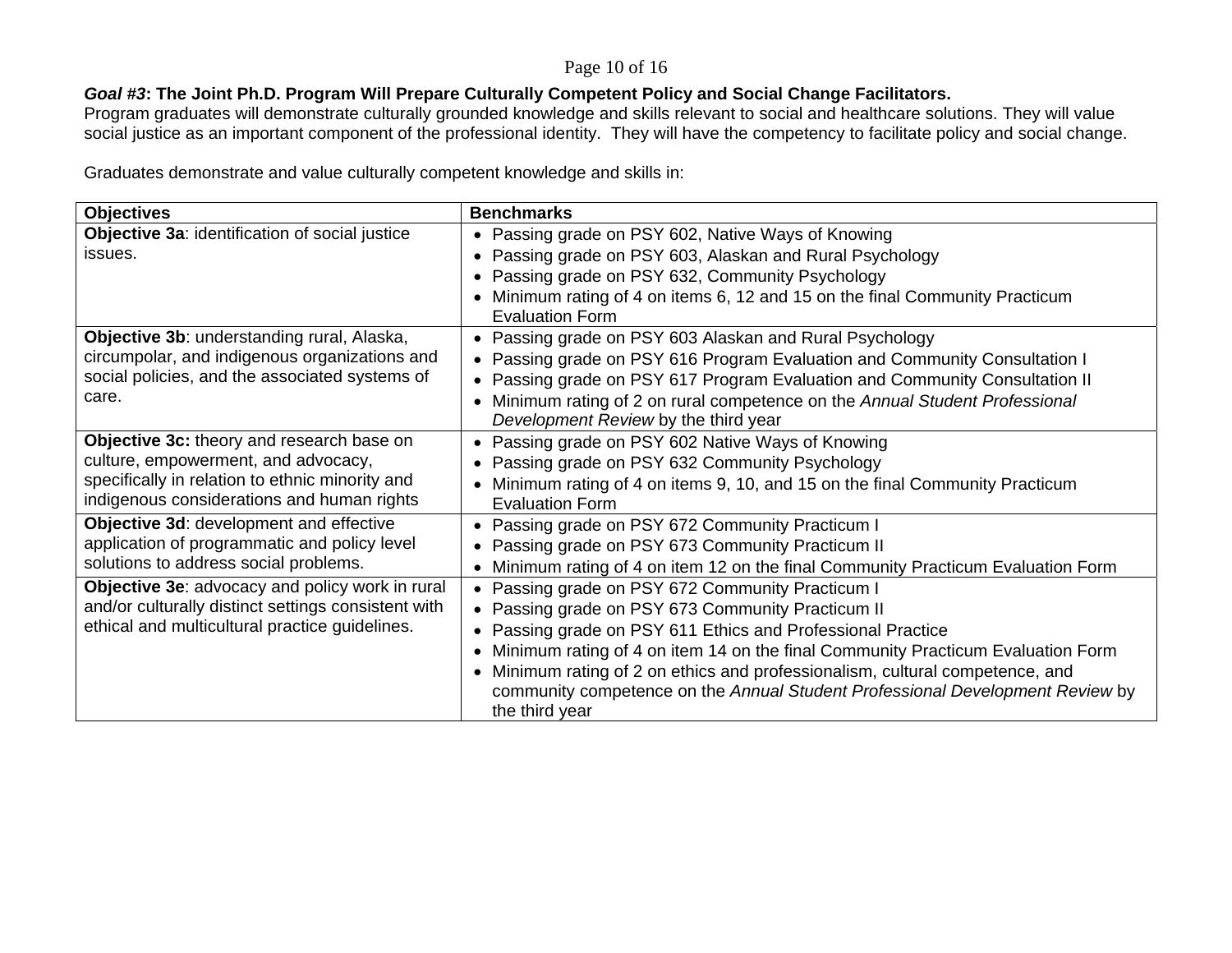***Goal #3*: The Joint Ph.D. Program Will Prepare Culturally Competent Policy and Social Change Facilitators.**

Program graduates will demonstrate culturally grounded knowledge and skills relevant to social and healthcare solutions. They will value social justice as an important component of the professional identity. They will have the competency to facilitate policy and social change.

Graduates demonstrate and value culturally competent knowledge and skills in:

| Objectives | Benchmarks |
|---|---|
| **Objective 3a**: identification of social justice issues. | • Passing grade on PSY 602, Native Ways of Knowing<br>• Passing grade on PSY 603, Alaskan and Rural Psychology<br>• Passing grade on PSY 632, Community Psychology<br>• Minimum rating of 4 on items 6, 12 and 15 on the final Community Practicum Evaluation Form |
| **Objective 3b**: understanding rural, Alaska, circumpolar, and indigenous organizations and social policies, and the associated systems of care. | • Passing grade on PSY 603 Alaskan and Rural Psychology<br>• Passing grade on PSY 616 Program Evaluation and Community Consultation I<br>• Passing grade on PSY 617 Program Evaluation and Community Consultation II<br>• Minimum rating of 2 on rural competence on the *Annual Student Professional Development Review* by the third year |
| **Objective 3c:** theory and research base on culture, empowerment, and advocacy, specifically in relation to ethnic minority and indigenous considerations and human rights | • Passing grade on PSY 602 Native Ways of Knowing<br>• Passing grade on PSY 632 Community Psychology<br>• Minimum rating of 4 on items 9, 10, and 15 on the final Community Practicum Evaluation Form |
| **Objective 3d**: development and effective application of programmatic and policy level solutions to address social problems. | • Passing grade on PSY 672 Community Practicum I<br>• Passing grade on PSY 673 Community Practicum II<br>• Minimum rating of 4 on item 12 on the final Community Practicum Evaluation Form |
| **Objective 3e**: advocacy and policy work in rural and/or culturally distinct settings consistent with ethical and multicultural practice guidelines. | • Passing grade on PSY 672 Community Practicum I<br>• Passing grade on PSY 673 Community Practicum II<br>• Passing grade on PSY 611 Ethics and Professional Practice<br>• Minimum rating of 4 on item 14 on the final Community Practicum Evaluation Form<br>• Minimum rating of 2 on ethics and professionalism, cultural competence, and community competence on the *Annual Student Professional Development Review* by the third year |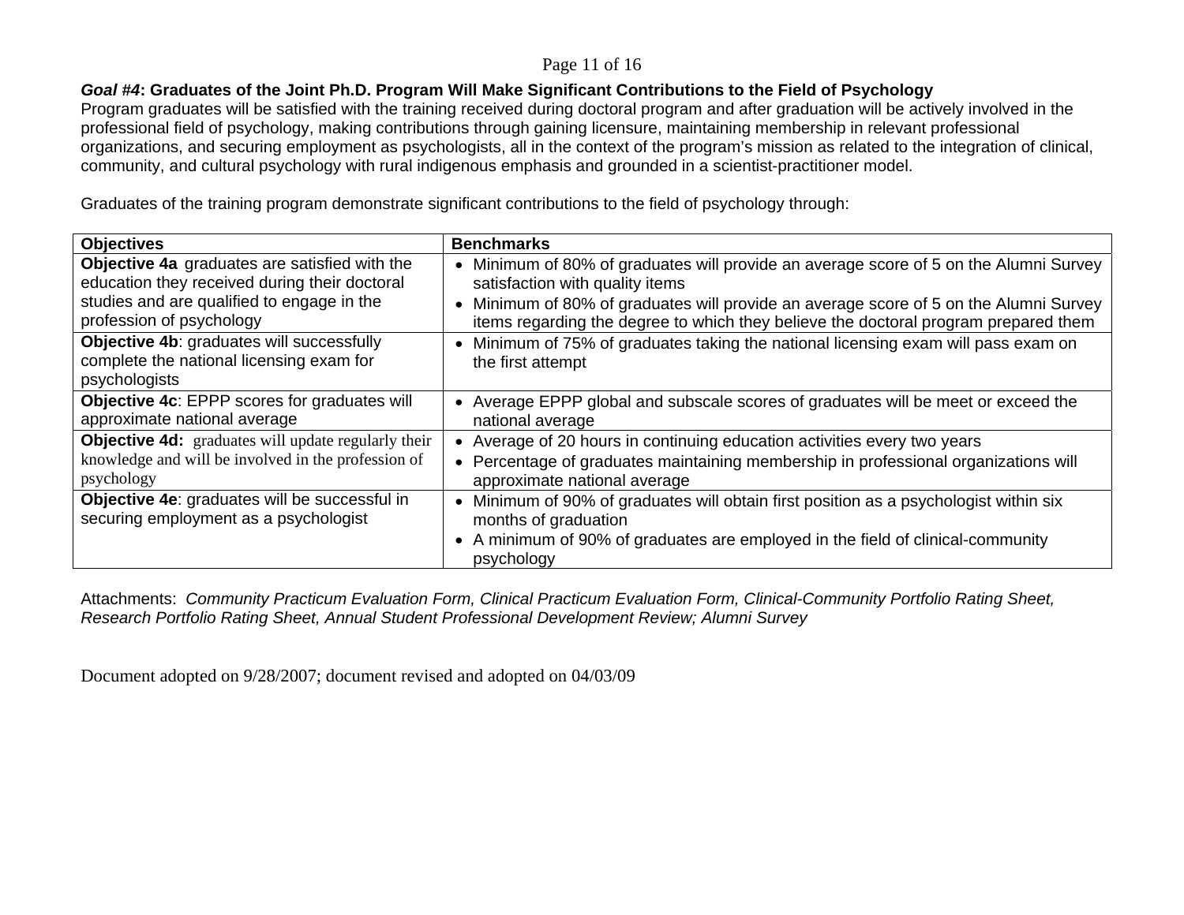***Goal #4*: Graduates of the Joint Ph.D. Program Will Make Significant Contributions to the Field of Psychology**

Program graduates will be satisfied with the training received during doctoral program and after graduation will be actively involved in the professional field of psychology, making contributions through gaining licensure, maintaining membership in relevant professional organizations, and securing employment as psychologists, all in the context of the program's mission as related to the integration of clinical, community, and cultural psychology with rural indigenous emphasis and grounded in a scientist-practitioner model.

Graduates of the training program demonstrate significant contributions to the field of psychology through:

| **Objectives** | **Benchmarks** |
|---|---|
| **Objective 4a** graduates are satisfied with the education they received during their doctoral studies and are qualified to engage in the profession of psychology | • Minimum of 80% of graduates will provide an average score of 5 on the Alumni Survey satisfaction with quality items<br>• Minimum of 80% of graduates will provide an average score of 5 on the Alumni Survey items regarding the degree to which they believe the doctoral program prepared them |
| **Objective 4b**: graduates will successfully complete the national licensing exam for psychologists | • Minimum of 75% of graduates taking the national licensing exam will pass exam on the first attempt |
| **Objective 4c**: EPPP scores for graduates will approximate national average | • Average EPPP global and subscale scores of graduates will be meet or exceed the national average |
| **Objective 4d:** graduates will update regularly their knowledge and will be involved in the profession of psychology | • Average of 20 hours in continuing education activities every two years<br>• Percentage of graduates maintaining membership in professional organizations will approximate national average |
| **Objective 4e**: graduates will be successful in securing employment as a psychologist | • Minimum of 90% of graduates will obtain first position as a psychologist within six months of graduation<br>• A minimum of 90% of graduates are employed in the field of clinical-community psychology |

Attachments: *Community Practicum Evaluation Form, Clinical Practicum Evaluation Form, Clinical-Community Portfolio Rating Sheet, Research Portfolio Rating Sheet, Annual Student Professional Development Review; Alumni Survey*

Document adopted on 9/28/2007; document revised and adopted on 04/03/09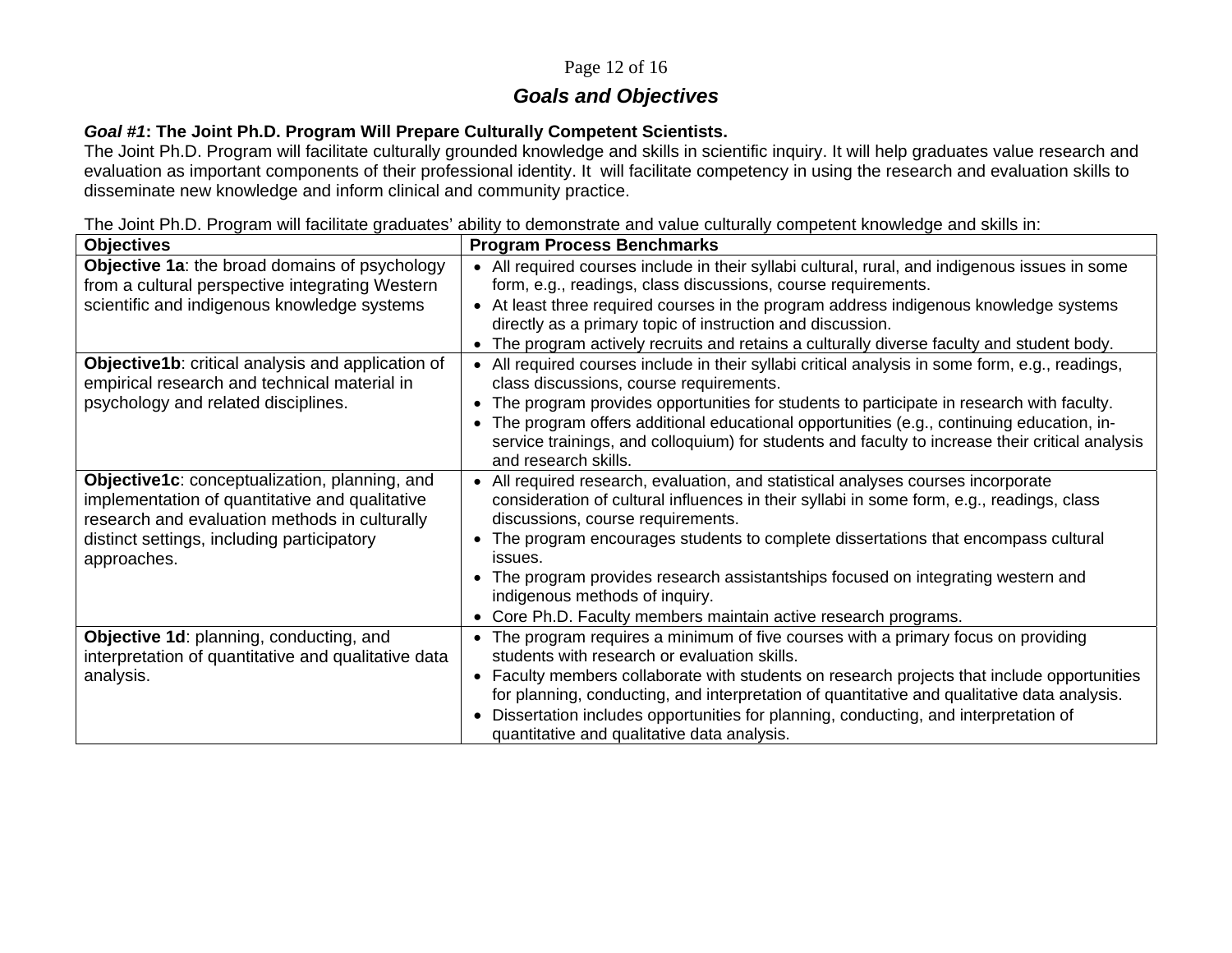## *Goals and Objectives*

***Goal #1*: The Joint Ph.D. Program Will Prepare Culturally Competent Scientists.**

The Joint Ph.D. Program will facilitate culturally grounded knowledge and skills in scientific inquiry. It will help graduates value research and evaluation as important components of their professional identity. It will facilitate competency in using the research and evaluation skills to disseminate new knowledge and inform clinical and community practice.

The Joint Ph.D. Program will facilitate graduates' ability to demonstrate and value culturally competent knowledge and skills in:

| Objectives | Program Process Benchmarks |
|---|---|
| **Objective 1a**: the broad domains of psychology from a cultural perspective integrating Western scientific and indigenous knowledge systems | • All required courses include in their syllabi cultural, rural, and indigenous issues in some form, e.g., readings, class discussions, course requirements.<br>• At least three required courses in the program address indigenous knowledge systems directly as a primary topic of instruction and discussion.<br>• The program actively recruits and retains a culturally diverse faculty and student body. |
| **Objective1b**: critical analysis and application of empirical research and technical material in psychology and related disciplines. | • All required courses include in their syllabi critical analysis in some form, e.g., readings, class discussions, course requirements.<br>• The program provides opportunities for students to participate in research with faculty.<br>• The program offers additional educational opportunities (e.g., continuing education, in-service trainings, and colloquium) for students and faculty to increase their critical analysis and research skills. |
| **Objective1c**: conceptualization, planning, and implementation of quantitative and qualitative research and evaluation methods in culturally distinct settings, including participatory approaches. | • All required research, evaluation, and statistical analyses courses incorporate consideration of cultural influences in their syllabi in some form, e.g., readings, class discussions, course requirements.<br>• The program encourages students to complete dissertations that encompass cultural issues.<br>• The program provides research assistantships focused on integrating western and indigenous methods of inquiry.<br>• Core Ph.D. Faculty members maintain active research programs. |
| **Objective 1d**: planning, conducting, and interpretation of quantitative and qualitative data analysis. | • The program requires a minimum of five courses with a primary focus on providing students with research or evaluation skills.<br>• Faculty members collaborate with students on research projects that include opportunities for planning, conducting, and interpretation of quantitative and qualitative data analysis.<br>• Dissertation includes opportunities for planning, conducting, and interpretation of quantitative and qualitative data analysis. |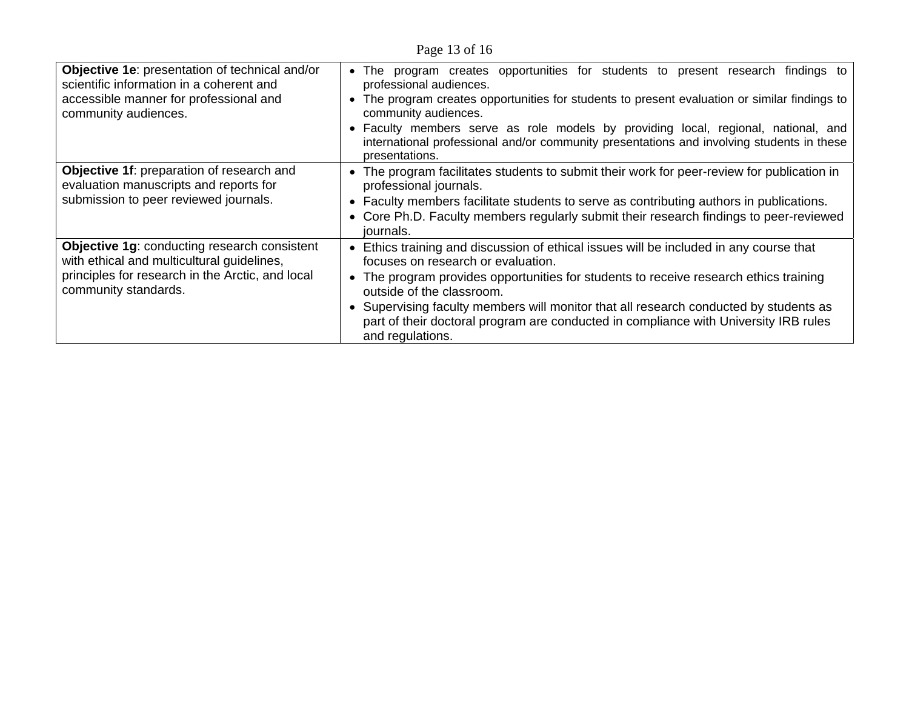| | |
|---|---|
| **Objective 1e**: presentation of technical and/or scientific information in a coherent and accessible manner for professional and community audiences. | • The program creates opportunities for students to present research findings to professional audiences.<br>• The program creates opportunities for students to present evaluation or similar findings to community audiences.<br>• Faculty members serve as role models by providing local, regional, national, and international professional and/or community presentations and involving students in these presentations. |
| **Objective 1f**: preparation of research and evaluation manuscripts and reports for submission to peer reviewed journals. | • The program facilitates students to submit their work for peer-review for publication in professional journals.<br>• Faculty members facilitate students to serve as contributing authors in publications.<br>• Core Ph.D. Faculty members regularly submit their research findings to peer-reviewed journals. |
| **Objective 1g**: conducting research consistent with ethical and multicultural guidelines, principles for research in the Arctic, and local community standards. | • Ethics training and discussion of ethical issues will be included in any course that focuses on research or evaluation.<br>• The program provides opportunities for students to receive research ethics training outside of the classroom.<br>• Supervising faculty members will monitor that all research conducted by students as part of their doctoral program are conducted in compliance with University IRB rules and regulations. |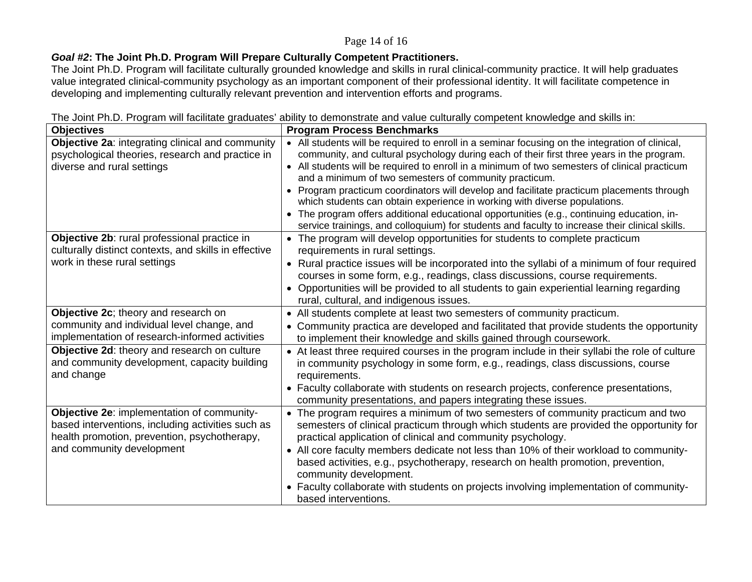***Goal #2*: The Joint Ph.D. Program Will Prepare Culturally Competent Practitioners.**

The Joint Ph.D. Program will facilitate culturally grounded knowledge and skills in rural clinical-community practice. It will help graduates value integrated clinical-community psychology as an important component of their professional identity. It will facilitate competence in developing and implementing culturally relevant prevention and intervention efforts and programs.

The Joint Ph.D. Program will facilitate graduates' ability to demonstrate and value culturally competent knowledge and skills in:

| Objectives | Program Process Benchmarks |
|---|---|
| **Objective 2a**: integrating clinical and community psychological theories, research and practice in diverse and rural settings | • All students will be required to enroll in a seminar focusing on the integration of clinical, community, and cultural psychology during each of their first three years in the program.<br>• All students will be required to enroll in a minimum of two semesters of clinical practicum and a minimum of two semesters of community practicum.<br>• Program practicum coordinators will develop and facilitate practicum placements through which students can obtain experience in working with diverse populations.<br>• The program offers additional educational opportunities (e.g., continuing education, in-service trainings, and colloquium) for students and faculty to increase their clinical skills. |
| **Objective 2b**: rural professional practice in culturally distinct contexts, and skills in effective work in these rural settings | • The program will develop opportunities for students to complete practicum requirements in rural settings.<br>• Rural practice issues will be incorporated into the syllabi of a minimum of four required courses in some form, e.g., readings, class discussions, course requirements.<br>• Opportunities will be provided to all students to gain experiential learning regarding rural, cultural, and indigenous issues. |
| **Objective 2c**; theory and research on community and individual level change, and implementation of research-informed activities | • All students complete at least two semesters of community practicum.<br>• Community practica are developed and facilitated that provide students the opportunity to implement their knowledge and skills gained through coursework. |
| **Objective 2d**: theory and research on culture and community development, capacity building and change | • At least three required courses in the program include in their syllabi the role of culture in community psychology in some form, e.g., readings, class discussions, course requirements.<br>• Faculty collaborate with students on research projects, conference presentations, community presentations, and papers integrating these issues. |
| **Objective 2e**: implementation of community-based interventions, including activities such as health promotion, prevention, psychotherapy, and community development | • The program requires a minimum of two semesters of community practicum and two semesters of clinical practicum through which students are provided the opportunity for practical application of clinical and community psychology.<br>• All core faculty members dedicate not less than 10% of their workload to community-based activities, e.g., psychotherapy, research on health promotion, prevention, community development.<br>• Faculty collaborate with students on projects involving implementation of community-based interventions. |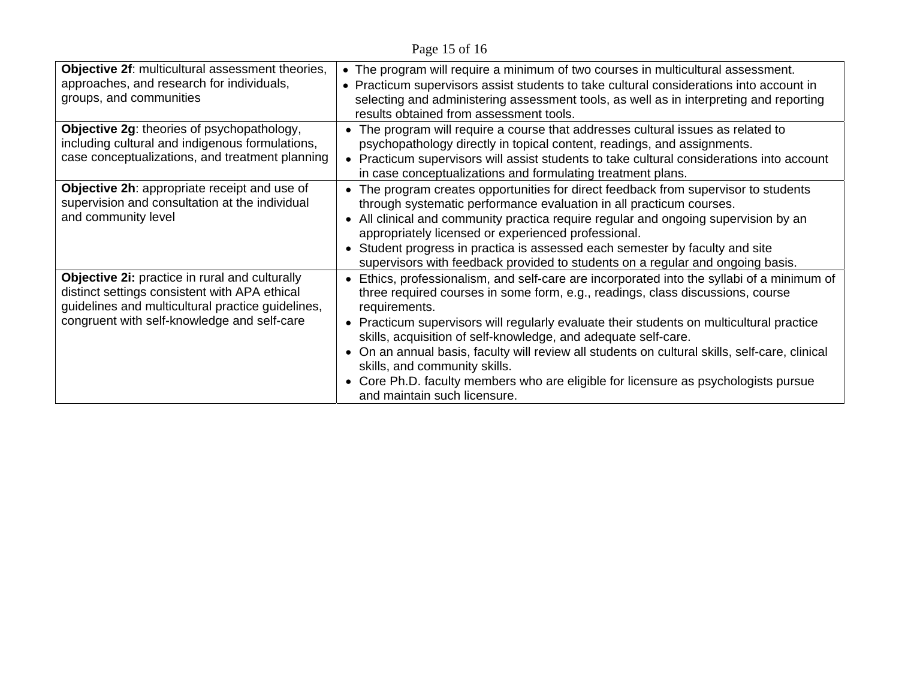| | |
|---|---|
| **Objective 2f**: multicultural assessment theories, approaches, and research for individuals, groups, and communities | • The program will require a minimum of two courses in multicultural assessment.<br>• Practicum supervisors assist students to take cultural considerations into account in selecting and administering assessment tools, as well as in interpreting and reporting results obtained from assessment tools. |
| **Objective 2g**: theories of psychopathology, including cultural and indigenous formulations, case conceptualizations, and treatment planning | • The program will require a course that addresses cultural issues as related to psychopathology directly in topical content, readings, and assignments.<br>• Practicum supervisors will assist students to take cultural considerations into account in case conceptualizations and formulating treatment plans. |
| **Objective 2h**: appropriate receipt and use of supervision and consultation at the individual and community level | • The program creates opportunities for direct feedback from supervisor to students through systematic performance evaluation in all practicum courses.<br>• All clinical and community practica require regular and ongoing supervision by an appropriately licensed or experienced professional.<br>• Student progress in practica is assessed each semester by faculty and site supervisors with feedback provided to students on a regular and ongoing basis. |
| **Objective 2i:** practice in rural and culturally distinct settings consistent with APA ethical guidelines and multicultural practice guidelines, congruent with self-knowledge and self-care | • Ethics, professionalism, and self-care are incorporated into the syllabi of a minimum of three required courses in some form, e.g., readings, class discussions, course requirements.<br>• Practicum supervisors will regularly evaluate their students on multicultural practice skills, acquisition of self-knowledge, and adequate self-care.<br>• On an annual basis, faculty will review all students on cultural skills, self-care, clinical skills, and community skills.<br>• Core Ph.D. faculty members who are eligible for licensure as psychologists pursue and maintain such licensure. |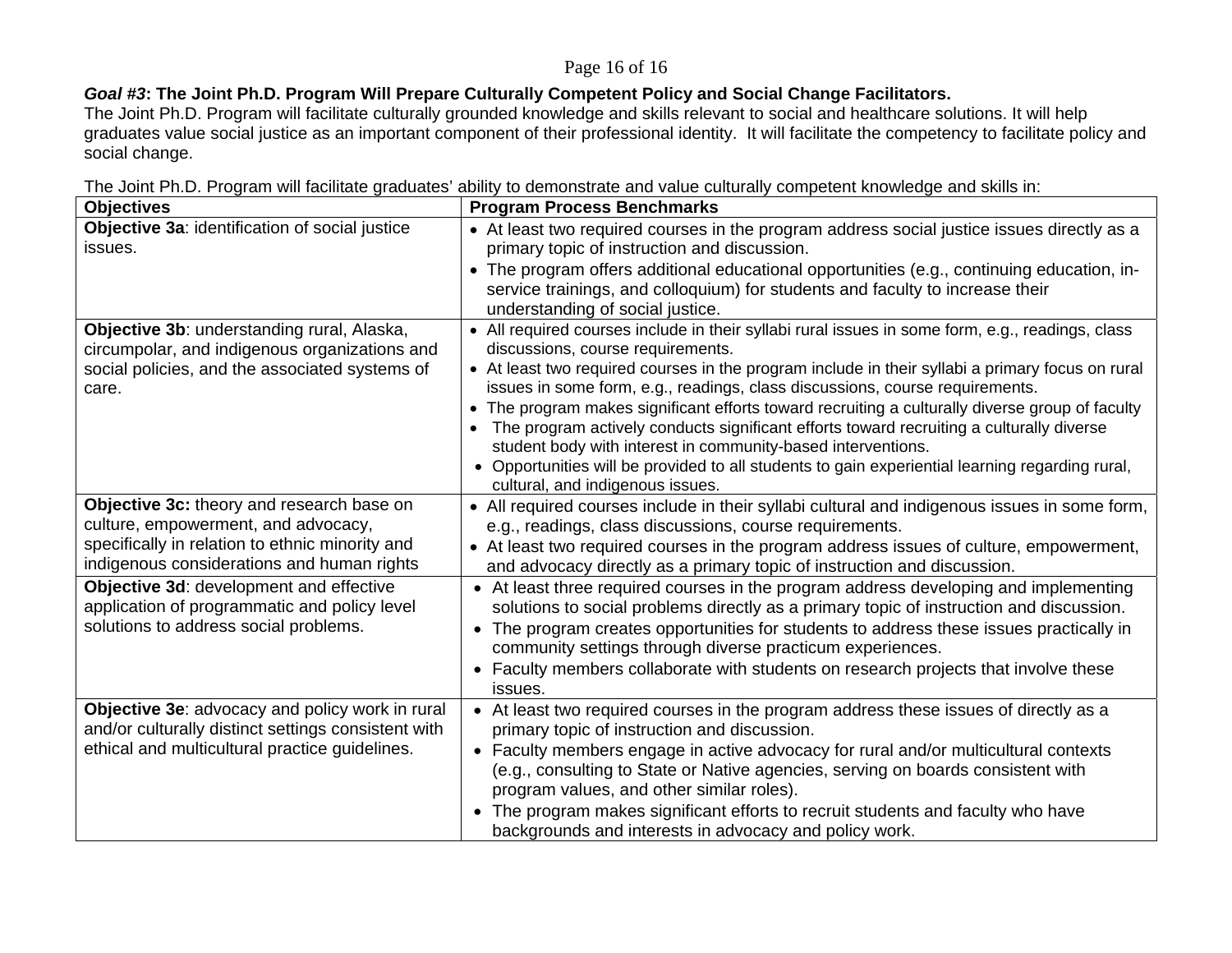***Goal #3*: The Joint Ph.D. Program Will Prepare Culturally Competent Policy and Social Change Facilitators.**

The Joint Ph.D. Program will facilitate culturally grounded knowledge and skills relevant to social and healthcare solutions. It will help graduates value social justice as an important component of their professional identity. It will facilitate the competency to facilitate policy and social change.

The Joint Ph.D. Program will facilitate graduates' ability to demonstrate and value culturally competent knowledge and skills in:

| Objectives | Program Process Benchmarks |
|---|---|
| **Objective 3a**: identification of social justice issues. | • At least two required courses in the program address social justice issues directly as a primary topic of instruction and discussion.<br>• The program offers additional educational opportunities (e.g., continuing education, in-service trainings, and colloquium) for students and faculty to increase their understanding of social justice. |
| **Objective 3b**: understanding rural, Alaska, circumpolar, and indigenous organizations and social policies, and the associated systems of care. | • All required courses include in their syllabi rural issues in some form, e.g., readings, class discussions, course requirements.<br>• At least two required courses in the program include in their syllabi a primary focus on rural issues in some form, e.g., readings, class discussions, course requirements.<br>• The program makes significant efforts toward recruiting a culturally diverse group of faculty<br>• The program actively conducts significant efforts toward recruiting a culturally diverse student body with interest in community-based interventions.<br>• Opportunities will be provided to all students to gain experiential learning regarding rural, cultural, and indigenous issues. |
| **Objective 3c:** theory and research base on culture, empowerment, and advocacy, specifically in relation to ethnic minority and indigenous considerations and human rights | • All required courses include in their syllabi cultural and indigenous issues in some form, e.g., readings, class discussions, course requirements.<br>• At least two required courses in the program address issues of culture, empowerment, and advocacy directly as a primary topic of instruction and discussion. |
| **Objective 3d**: development and effective application of programmatic and policy level solutions to address social problems. | • At least three required courses in the program address developing and implementing solutions to social problems directly as a primary topic of instruction and discussion.<br>• The program creates opportunities for students to address these issues practically in community settings through diverse practicum experiences.<br>• Faculty members collaborate with students on research projects that involve these issues. |
| **Objective 3e**: advocacy and policy work in rural and/or culturally distinct settings consistent with ethical and multicultural practice guidelines. | • At least two required courses in the program address these issues of directly as a primary topic of instruction and discussion.<br>• Faculty members engage in active advocacy for rural and/or multicultural contexts (e.g., consulting to State or Native agencies, serving on boards consistent with program values, and other similar roles).<br>• The program makes significant efforts to recruit students and faculty who have backgrounds and interests in advocacy and policy work. |